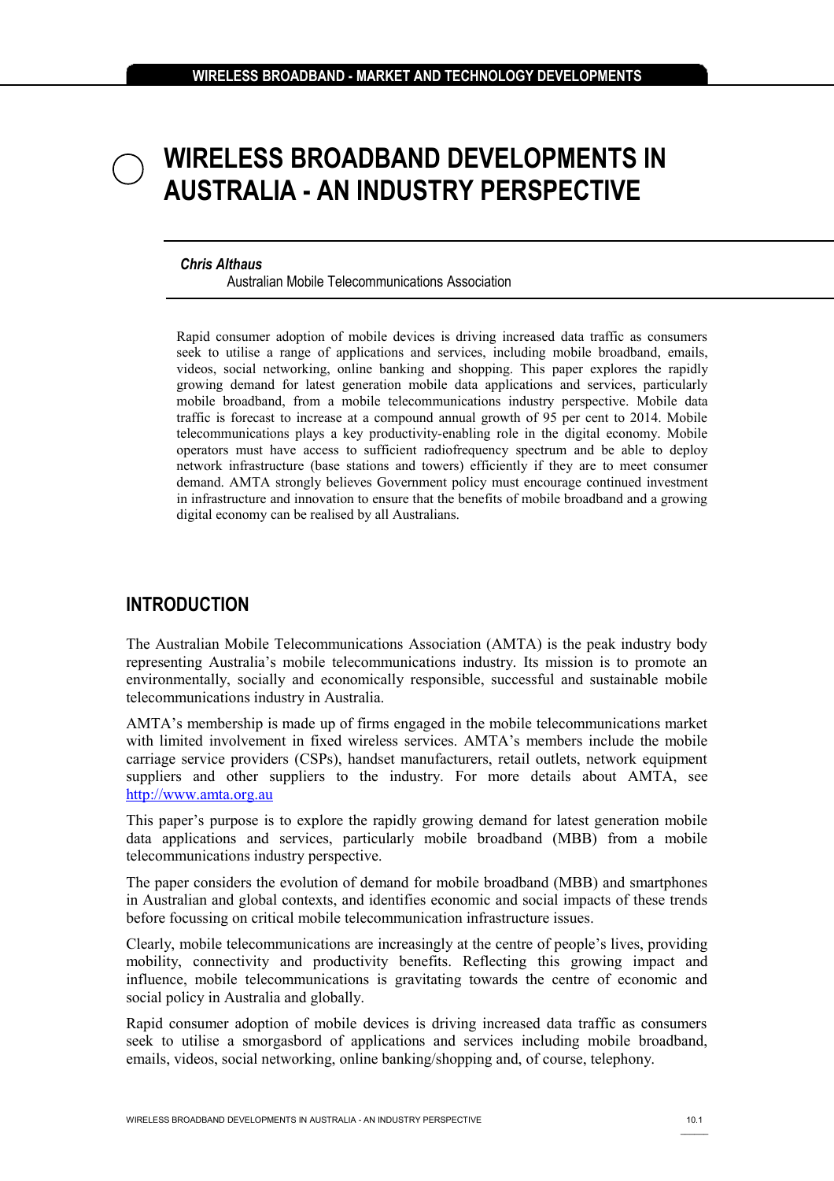# WIRELESS BROADBAND DEVELOPMENTS IN AUSTRALIA - AN INDUSTRY PERSPECTIVE

***Chris Althaus***
Australian Mobile Telecommunications Association

Rapid consumer adoption of mobile devices is driving increased data traffic as consumers seek to utilise a range of applications and services, including mobile broadband, emails, videos, social networking, online banking and shopping. This paper explores the rapidly growing demand for latest generation mobile data applications and services, particularly mobile broadband, from a mobile telecommunications industry perspective. Mobile data traffic is forecast to increase at a compound annual growth of 95 per cent to 2014. Mobile telecommunications plays a key productivity-enabling role in the digital economy. Mobile operators must have access to sufficient radiofrequency spectrum and be able to deploy network infrastructure (base stations and towers) efficiently if they are to meet consumer demand. AMTA strongly believes Government policy must encourage continued investment in infrastructure and innovation to ensure that the benefits of mobile broadband and a growing digital economy can be realised by all Australians.

## INTRODUCTION

The Australian Mobile Telecommunications Association (AMTA) is the peak industry body representing Australia's mobile telecommunications industry. Its mission is to promote an environmentally, socially and economically responsible, successful and sustainable mobile telecommunications industry in Australia.

AMTA's membership is made up of firms engaged in the mobile telecommunications market with limited involvement in fixed wireless services. AMTA's members include the mobile carriage service providers (CSPs), handset manufacturers, retail outlets, network equipment suppliers and other suppliers to the industry. For more details about AMTA, see [http://www.amta.org.au](http://www.amta.org.au)

This paper's purpose is to explore the rapidly growing demand for latest generation mobile data applications and services, particularly mobile broadband (MBB) from a mobile telecommunications industry perspective.

The paper considers the evolution of demand for mobile broadband (MBB) and smartphones in Australian and global contexts, and identifies economic and social impacts of these trends before focussing on critical mobile telecommunication infrastructure issues.

Clearly, mobile telecommunications are increasingly at the centre of people's lives, providing mobility, connectivity and productivity benefits. Reflecting this growing impact and influence, mobile telecommunications is gravitating towards the centre of economic and social policy in Australia and globally.

Rapid consumer adoption of mobile devices is driving increased data traffic as consumers seek to utilise a smorgasbord of applications and services including mobile broadband, emails, videos, social networking, online banking/shopping and, of course, telephony.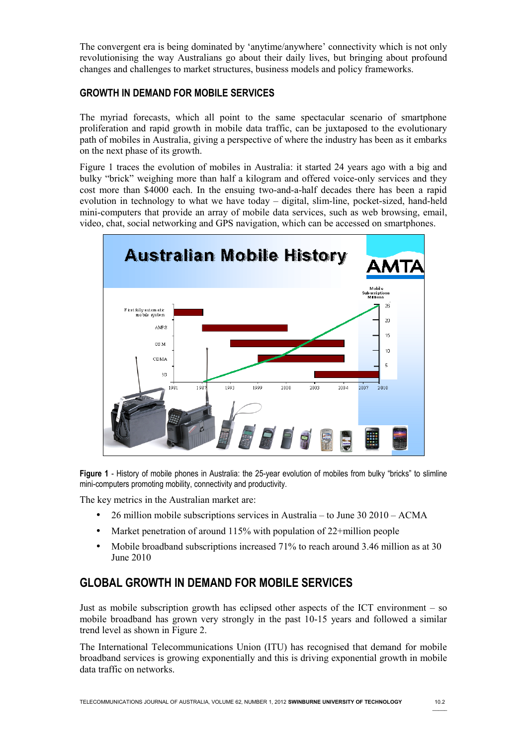The convergent era is being dominated by 'anytime/anywhere' connectivity which is not only revolutionising the way Australians go about their daily lives, but bringing about profound changes and challenges to market structures, business models and policy frameworks.

### GROWTH IN DEMAND FOR MOBILE SERVICES

The myriad forecasts, which all point to the same spectacular scenario of smartphone proliferation and rapid growth in mobile data traffic, can be juxtaposed to the evolutionary path of mobiles in Australia, giving a perspective of where the industry has been as it embarks on the next phase of its growth.

Figure 1 traces the evolution of mobiles in Australia: it started 24 years ago with a big and bulky "brick" weighing more than half a kilogram and offered voice-only services and they cost more than $4000 each. In the ensuing two-and-a-half decades there has been a rapid evolution in technology to what we have today – digital, slim-line, pocket-sized, hand-held mini-computers that provide an array of mobile data services, such as web browsing, email, video, chat, social networking and GPS navigation, which can be accessed on smartphones.

**Figure 1** - History of mobile phones in Australia: the 25-year evolution of mobiles from bulky "bricks" to slimline mini-computers promoting mobility, connectivity and productivity.

The key metrics in the Australian market are:

- 26 million mobile subscriptions services in Australia – to June 30 2010 – ACMA
- Market penetration of around 115% with population of 22+million people
- Mobile broadband subscriptions increased 71% to reach around 3.46 million as at 30 June 2010

## GLOBAL GROWTH IN DEMAND FOR MOBILE SERVICES

Just as mobile subscription growth has eclipsed other aspects of the ICT environment – so mobile broadband has grown very strongly in the past 10-15 years and followed a similar trend level as shown in Figure 2.

The International Telecommunications Union (ITU) has recognised that demand for mobile broadband services is growing exponentially and this is driving exponential growth in mobile data traffic on networks.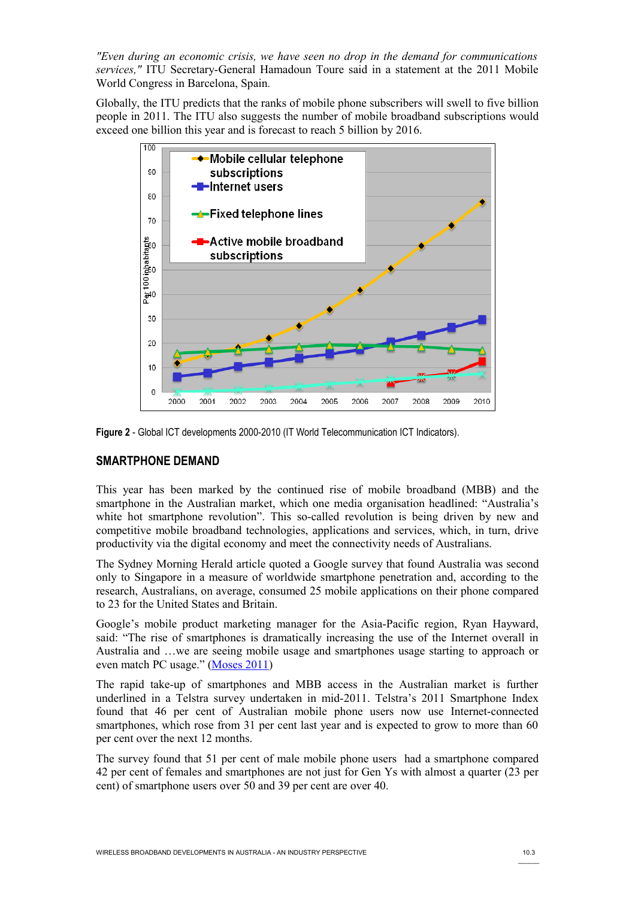*"Even during an economic crisis, we have seen no drop in the demand for communications services,"* ITU Secretary-General Hamadoun Toure said in a statement at the 2011 Mobile World Congress in Barcelona, Spain.

Globally, the ITU predicts that the ranks of mobile phone subscribers will swell to five billion people in 2011. The ITU also suggests the number of mobile broadband subscriptions would exceed one billion this year and is forecast to reach 5 billion by 2016.

**Figure 2** - Global ICT developments 2000-2010 (IT World Telecommunication ICT Indicators).

## SMARTPHONE DEMAND

This year has been marked by the continued rise of mobile broadband (MBB) and the smartphone in the Australian market, which one media organisation headlined: “Australia’s white hot smartphone revolution”. This so-called revolution is being driven by new and competitive mobile broadband technologies, applications and services, which, in turn, drive productivity via the digital economy and meet the connectivity needs of Australians.

The Sydney Morning Herald article quoted a Google survey that found Australia was second only to Singapore in a measure of worldwide smartphone penetration and, according to the research, Australians, on average, consumed 25 mobile applications on their phone compared to 23 for the United States and Britain.

Google’s mobile product marketing manager for the Asia-Pacific region, Ryan Hayward, said: “The rise of smartphones is dramatically increasing the use of the Internet overall in Australia and …we are seeing mobile usage and smartphones usage starting to approach or even match PC usage.” (Moses 2011)

The rapid take-up of smartphones and MBB access in the Australian market is further underlined in a Telstra survey undertaken in mid-2011. Telstra’s 2011 Smartphone Index found that 46 per cent of Australian mobile phone users now use Internet-connected smartphones, which rose from 31 per cent last year and is expected to grow to more than 60 per cent over the next 12 months.

The survey found that 51 per cent of male mobile phone users had a smartphone compared 42 per cent of females and smartphones are not just for Gen Ys with almost a quarter (23 per cent) of smartphone users over 50 and 39 per cent are over 40.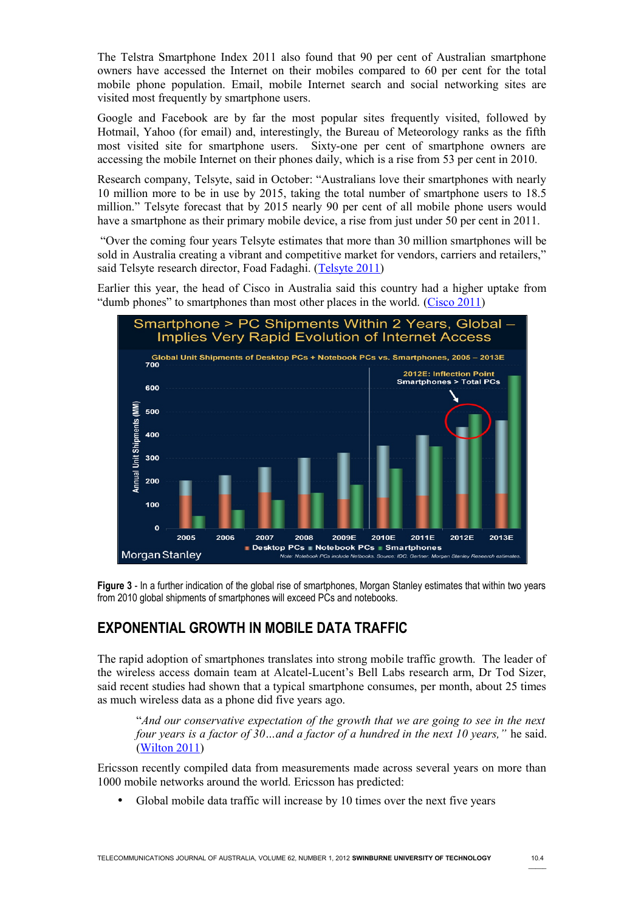The Telstra Smartphone Index 2011 also found that 90 per cent of Australian smartphone owners have accessed the Internet on their mobiles compared to 60 per cent for the total mobile phone population. Email, mobile Internet search and social networking sites are visited most frequently by smartphone users.

Google and Facebook are by far the most popular sites frequently visited, followed by Hotmail, Yahoo (for email) and, interestingly, the Bureau of Meteorology ranks as the fifth most visited site for smartphone users. Sixty-one per cent of smartphone owners are accessing the mobile Internet on their phones daily, which is a rise from 53 per cent in 2010.

Research company, Telsyte, said in October: "Australians love their smartphones with nearly 10 million more to be in use by 2015, taking the total number of smartphone users to 18.5 million." Telsyte forecast that by 2015 nearly 90 per cent of all mobile phone users would have a smartphone as their primary mobile device, a rise from just under 50 per cent in 2011.

"Over the coming four years Telsyte estimates that more than 30 million smartphones will be sold in Australia creating a vibrant and competitive market for vendors, carriers and retailers," said Telsyte research director, Foad Fadaghi. (Telsyte 2011)

Earlier this year, the head of Cisco in Australia said this country had a higher uptake from "dumb phones" to smartphones than most other places in the world. (Cisco 2011)

**Figure 3** - In a further indication of the global rise of smartphones, Morgan Stanley estimates that within two years from 2010 global shipments of smartphones will exceed PCs and notebooks.

## EXPONENTIAL GROWTH IN MOBILE DATA TRAFFIC

The rapid adoption of smartphones translates into strong mobile traffic growth. The leader of the wireless access domain team at Alcatel-Lucent's Bell Labs research arm, Dr Tod Sizer, said recent studies had shown that a typical smartphone consumes, per month, about 25 times as much wireless data as a phone did five years ago.

> "*And our conservative expectation of the growth that we are going to see in the next four years is a factor of 30…and a factor of a hundred in the next 10 years,"* he said. (Wilton 2011)

Ericsson recently compiled data from measurements made across several years on more than 1000 mobile networks around the world. Ericsson has predicted:

- Global mobile data traffic will increase by 10 times over the next five years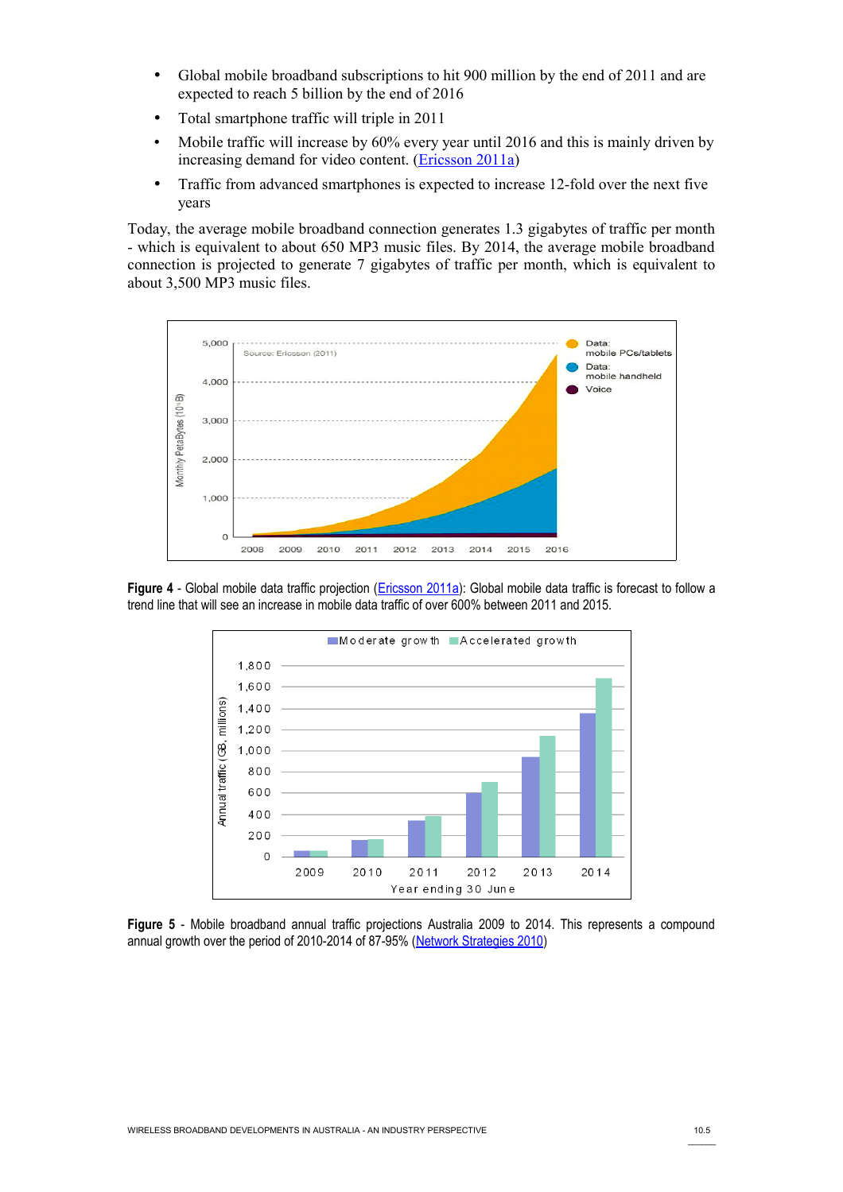- Global mobile broadband subscriptions to hit 900 million by the end of 2011 and are expected to reach 5 billion by the end of 2016
- Total smartphone traffic will triple in 2011
- Mobile traffic will increase by 60% every year until 2016 and this is mainly driven by increasing demand for video content. (Ericsson 2011a)
- Traffic from advanced smartphones is expected to increase 12-fold over the next five years

Today, the average mobile broadband connection generates 1.3 gigabytes of traffic per month - which is equivalent to about 650 MP3 music files. By 2014, the average mobile broadband connection is projected to generate 7 gigabytes of traffic per month, which is equivalent to about 3,500 MP3 music files.

**Figure 4** - Global mobile data traffic projection (Ericsson 2011a): Global mobile data traffic is forecast to follow a trend line that will see an increase in mobile data traffic of over 600% between 2011 and 2015.

**Figure 5** - Mobile broadband annual traffic projections Australia 2009 to 2014. This represents a compound annual growth over the period of 2010-2014 of 87-95% (Network Strategies 2010)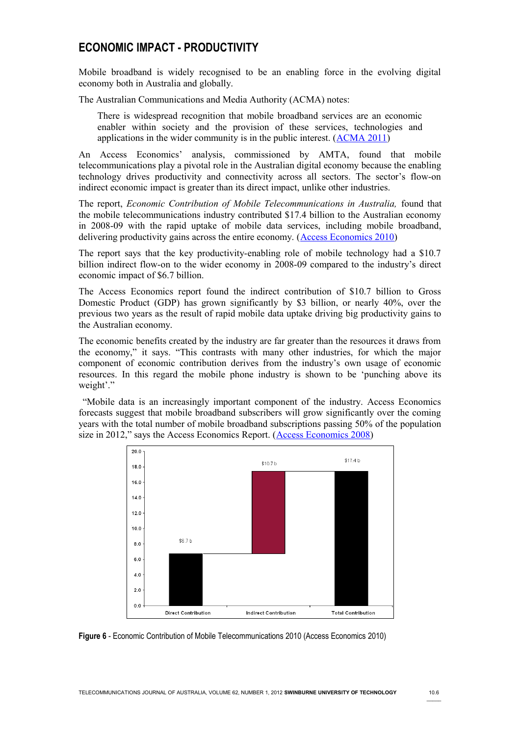## ECONOMIC IMPACT - PRODUCTIVITY

Mobile broadband is widely recognised to be an enabling force in the evolving digital economy both in Australia and globally.

The Australian Communications and Media Authority (ACMA) notes:

> There is widespread recognition that mobile broadband services are an economic enabler within society and the provision of these services, technologies and applications in the wider community is in the public interest. (ACMA 2011)

An Access Economics' analysis, commissioned by AMTA, found that mobile telecommunications play a pivotal role in the Australian digital economy because the enabling technology drives productivity and connectivity across all sectors. The sector's flow-on indirect economic impact is greater than its direct impact, unlike other industries.

The report, *Economic Contribution of Mobile Telecommunications in Australia,* found that the mobile telecommunications industry contributed $17.4 billion to the Australian economy in 2008-09 with the rapid uptake of mobile data services, including mobile broadband, delivering productivity gains across the entire economy. (Access Economics 2010)

The report says that the key productivity-enabling role of mobile technology had a $10.7 billion indirect flow-on to the wider economy in 2008-09 compared to the industry's direct economic impact of $6.7 billion.

The Access Economics report found the indirect contribution of $10.7 billion to Gross Domestic Product (GDP) has grown significantly by $3 billion, or nearly 40%, over the previous two years as the result of rapid mobile data uptake driving big productivity gains to the Australian economy.

The economic benefits created by the industry are far greater than the resources it draws from the economy," it says. "This contrasts with many other industries, for which the major component of economic contribution derives from the industry's own usage of economic resources. In this regard the mobile phone industry is shown to be 'punching above its weight'."

"Mobile data is an increasingly important component of the industry. Access Economics forecasts suggest that mobile broadband subscribers will grow significantly over the coming years with the total number of mobile broadband subscriptions passing 50% of the population size in 2012," says the Access Economics Report. (Access Economics 2008)

| Category | Value |
|---|---|
| Direct Contribution | $6.7 b |
| Indirect Contribution | $10.7 b |
| Total Contribution | $17.4 b |

**Figure 6** - Economic Contribution of Mobile Telecommunications 2010 (Access Economics 2010)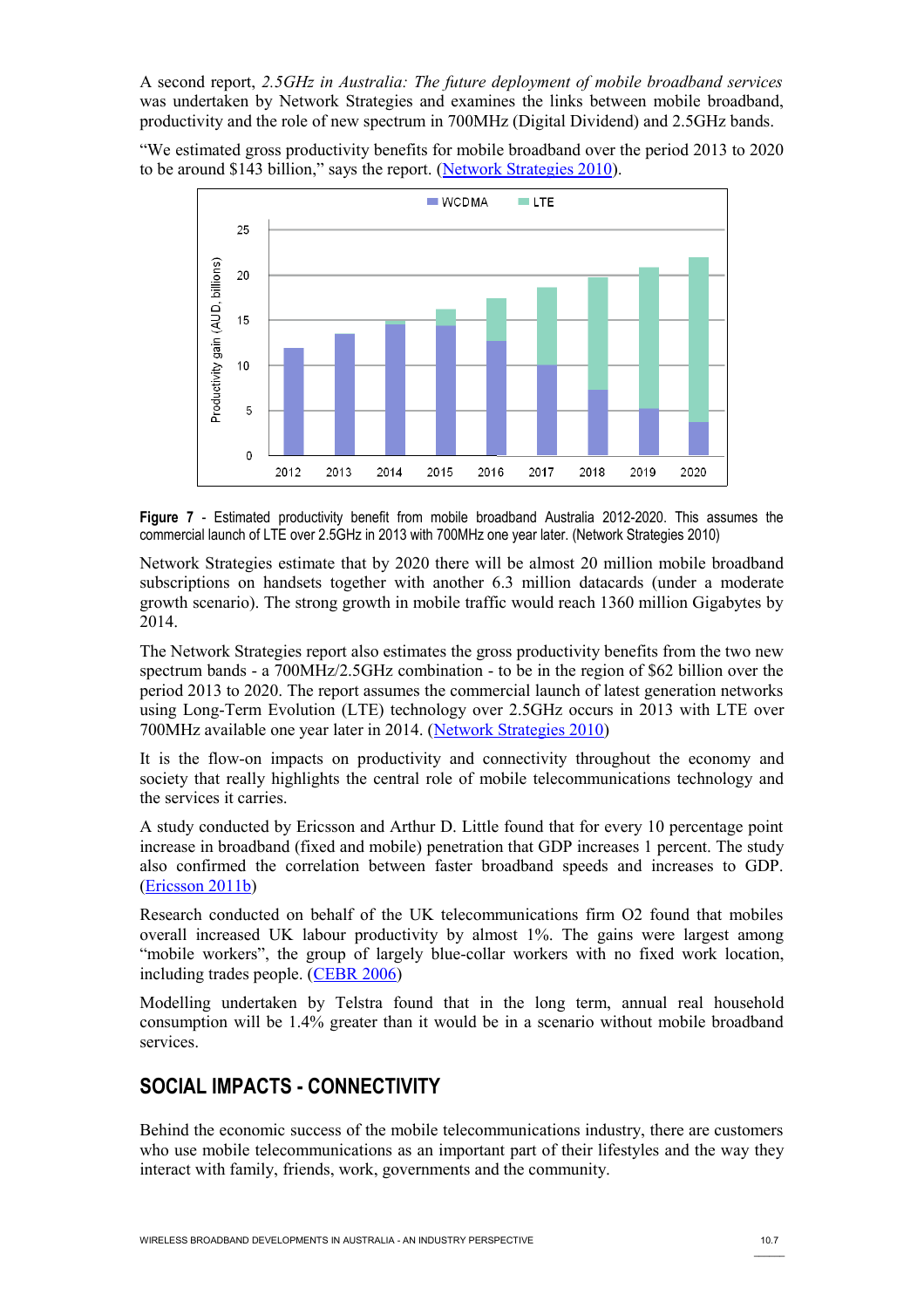A second report, *2.5GHz in Australia: The future deployment of mobile broadband services* was undertaken by Network Strategies and examines the links between mobile broadband, productivity and the role of new spectrum in 700MHz (Digital Dividend) and 2.5GHz bands.

"We estimated gross productivity benefits for mobile broadband over the period 2013 to 2020 to be around $143 billion," says the report. (Network Strategies 2010).

**Figure 7** - Estimated productivity benefit from mobile broadband Australia 2012-2020. This assumes the commercial launch of LTE over 2.5GHz in 2013 with 700MHz one year later. (Network Strategies 2010)

Network Strategies estimate that by 2020 there will be almost 20 million mobile broadband subscriptions on handsets together with another 6.3 million datacards (under a moderate growth scenario). The strong growth in mobile traffic would reach 1360 million Gigabytes by 2014.

The Network Strategies report also estimates the gross productivity benefits from the two new spectrum bands - a 700MHz/2.5GHz combination - to be in the region of $62 billion over the period 2013 to 2020. The report assumes the commercial launch of latest generation networks using Long-Term Evolution (LTE) technology over 2.5GHz occurs in 2013 with LTE over 700MHz available one year later in 2014. (Network Strategies 2010)

It is the flow-on impacts on productivity and connectivity throughout the economy and society that really highlights the central role of mobile telecommunications technology and the services it carries.

A study conducted by Ericsson and Arthur D. Little found that for every 10 percentage point increase in broadband (fixed and mobile) penetration that GDP increases 1 percent. The study also confirmed the correlation between faster broadband speeds and increases to GDP. (Ericsson 2011b)

Research conducted on behalf of the UK telecommunications firm O2 found that mobiles overall increased UK labour productivity by almost 1%. The gains were largest among "mobile workers", the group of largely blue-collar workers with no fixed work location, including trades people. (CEBR 2006)

Modelling undertaken by Telstra found that in the long term, annual real household consumption will be 1.4% greater than it would be in a scenario without mobile broadband services.

## SOCIAL IMPACTS - CONNECTIVITY

Behind the economic success of the mobile telecommunications industry, there are customers who use mobile telecommunications as an important part of their lifestyles and the way they interact with family, friends, work, governments and the community.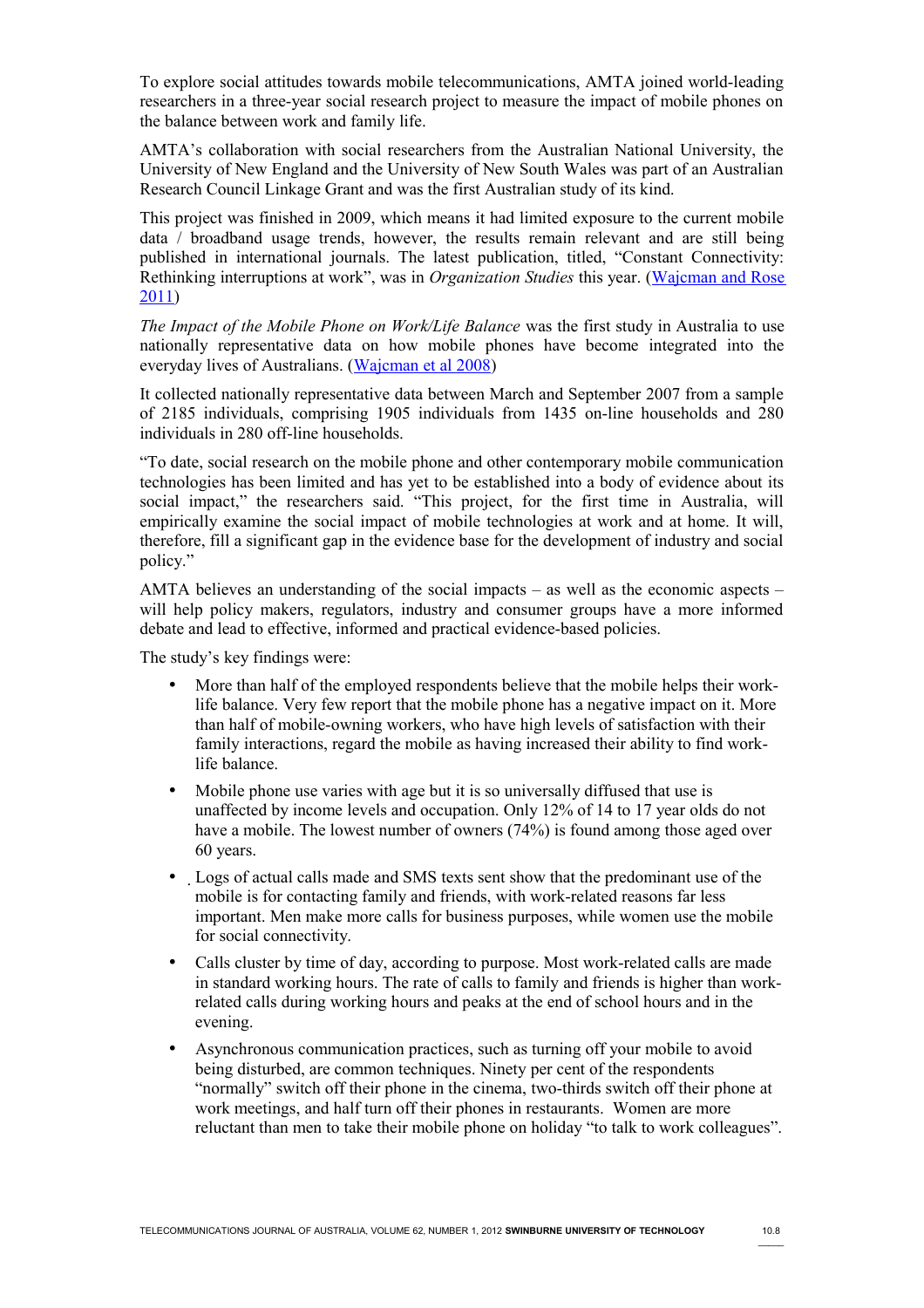To explore social attitudes towards mobile telecommunications, AMTA joined world-leading researchers in a three-year social research project to measure the impact of mobile phones on the balance between work and family life.

AMTA's collaboration with social researchers from the Australian National University, the University of New England and the University of New South Wales was part of an Australian Research Council Linkage Grant and was the first Australian study of its kind.

This project was finished in 2009, which means it had limited exposure to the current mobile data / broadband usage trends, however, the results remain relevant and are still being published in international journals. The latest publication, titled, "Constant Connectivity: Rethinking interruptions at work", was in *Organization Studies* this year. (Wajcman and Rose 2011)

*The Impact of the Mobile Phone on Work/Life Balance* was the first study in Australia to use nationally representative data on how mobile phones have become integrated into the everyday lives of Australians. (Wajcman et al 2008)

It collected nationally representative data between March and September 2007 from a sample of 2185 individuals, comprising 1905 individuals from 1435 on-line households and 280 individuals in 280 off-line households.

"To date, social research on the mobile phone and other contemporary mobile communication technologies has been limited and has yet to be established into a body of evidence about its social impact," the researchers said. "This project, for the first time in Australia, will empirically examine the social impact of mobile technologies at work and at home. It will, therefore, fill a significant gap in the evidence base for the development of industry and social policy."

AMTA believes an understanding of the social impacts – as well as the economic aspects – will help policy makers, regulators, industry and consumer groups have a more informed debate and lead to effective, informed and practical evidence-based policies.

The study's key findings were:

- More than half of the employed respondents believe that the mobile helps their work-life balance. Very few report that the mobile phone has a negative impact on it. More than half of mobile-owning workers, who have high levels of satisfaction with their family interactions, regard the mobile as having increased their ability to find work-life balance.
- Mobile phone use varies with age but it is so universally diffused that use is unaffected by income levels and occupation. Only 12% of 14 to 17 year olds do not have a mobile. The lowest number of owners (74%) is found among those aged over 60 years.
- Logs of actual calls made and SMS texts sent show that the predominant use of the mobile is for contacting family and friends, with work-related reasons far less important. Men make more calls for business purposes, while women use the mobile for social connectivity.
- Calls cluster by time of day, according to purpose. Most work-related calls are made in standard working hours. The rate of calls to family and friends is higher than work-related calls during working hours and peaks at the end of school hours and in the evening.
- Asynchronous communication practices, such as turning off your mobile to avoid being disturbed, are common techniques. Ninety per cent of the respondents "normally" switch off their phone in the cinema, two-thirds switch off their phone at work meetings, and half turn off their phones in restaurants. Women are more reluctant than men to take their mobile phone on holiday "to talk to work colleagues".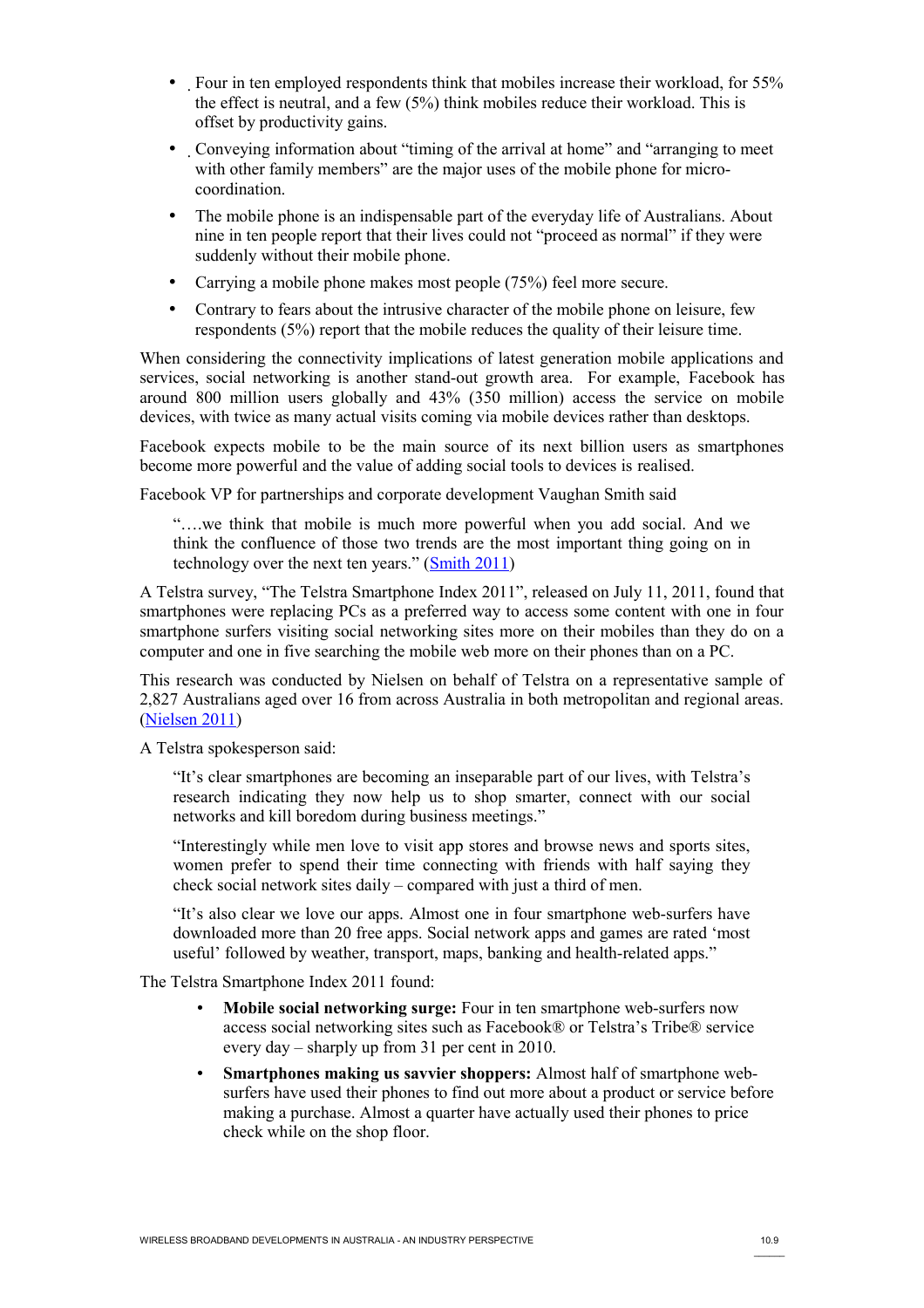- Four in ten employed respondents think that mobiles increase their workload, for 55% the effect is neutral, and a few (5%) think mobiles reduce their workload. This is offset by productivity gains.
- Conveying information about "timing of the arrival at home" and "arranging to meet with other family members" are the major uses of the mobile phone for micro-coordination.
- The mobile phone is an indispensable part of the everyday life of Australians. About nine in ten people report that their lives could not "proceed as normal" if they were suddenly without their mobile phone.
- Carrying a mobile phone makes most people (75%) feel more secure.
- Contrary to fears about the intrusive character of the mobile phone on leisure, few respondents (5%) report that the mobile reduces the quality of their leisure time.

When considering the connectivity implications of latest generation mobile applications and services, social networking is another stand-out growth area. For example, Facebook has around 800 million users globally and 43% (350 million) access the service on mobile devices, with twice as many actual visits coming via mobile devices rather than desktops.

Facebook expects mobile to be the main source of its next billion users as smartphones become more powerful and the value of adding social tools to devices is realised.

Facebook VP for partnerships and corporate development Vaughan Smith said

> "….we think that mobile is much more powerful when you add social. And we think the confluence of those two trends are the most important thing going on in technology over the next ten years." (Smith 2011)

A Telstra survey, "The Telstra Smartphone Index 2011", released on July 11, 2011, found that smartphones were replacing PCs as a preferred way to access some content with one in four smartphone surfers visiting social networking sites more on their mobiles than they do on a computer and one in five searching the mobile web more on their phones than on a PC.

This research was conducted by Nielsen on behalf of Telstra on a representative sample of 2,827 Australians aged over 16 from across Australia in both metropolitan and regional areas. (Nielsen 2011)

A Telstra spokesperson said:

> "It's clear smartphones are becoming an inseparable part of our lives, with Telstra's research indicating they now help us to shop smarter, connect with our social networks and kill boredom during business meetings."
>
> "Interestingly while men love to visit app stores and browse news and sports sites, women prefer to spend their time connecting with friends with half saying they check social network sites daily – compared with just a third of men.
>
> "It's also clear we love our apps. Almost one in four smartphone web-surfers have downloaded more than 20 free apps. Social network apps and games are rated 'most useful' followed by weather, transport, maps, banking and health-related apps."

The Telstra Smartphone Index 2011 found:

- **Mobile social networking surge:** Four in ten smartphone web-surfers now access social networking sites such as Facebook® or Telstra's Tribe® service every day – sharply up from 31 per cent in 2010.
- **Smartphones making us savvier shoppers:** Almost half of smartphone web-surfers have used their phones to find out more about a product or service before making a purchase. Almost a quarter have actually used their phones to price check while on the shop floor.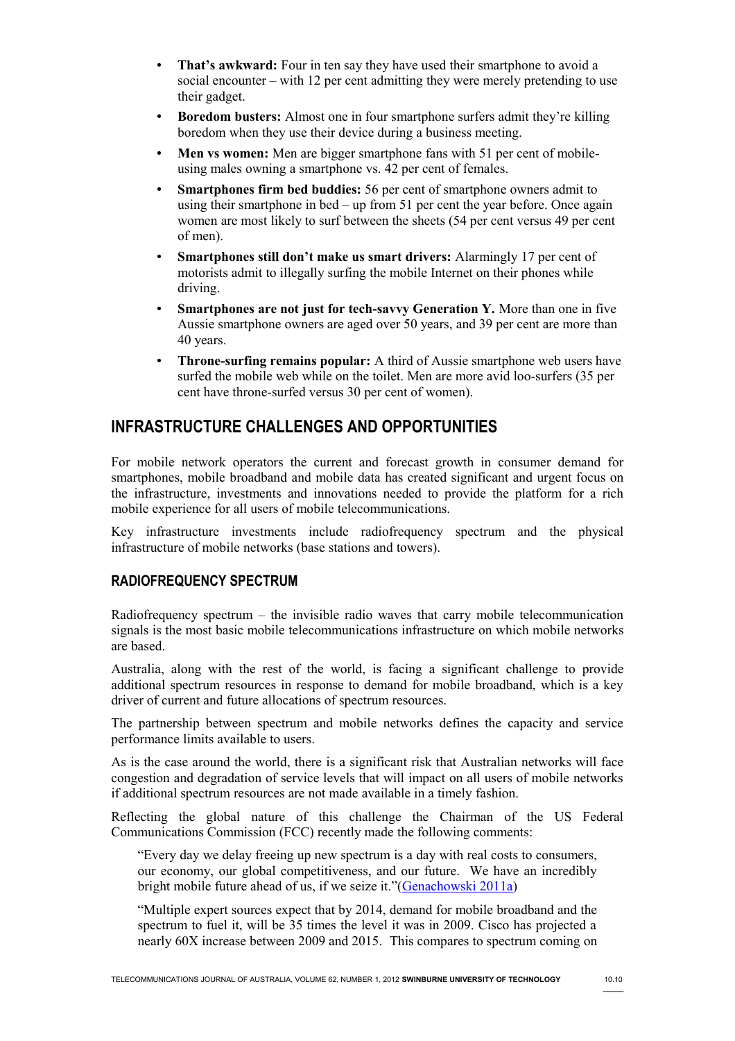- **That's awkward:** Four in ten say they have used their smartphone to avoid a social encounter – with 12 per cent admitting they were merely pretending to use their gadget.
- **Boredom busters:** Almost one in four smartphone surfers admit they're killing boredom when they use their device during a business meeting.
- **Men vs women:** Men are bigger smartphone fans with 51 per cent of mobile-using males owning a smartphone vs. 42 per cent of females.
- **Smartphones firm bed buddies:** 56 per cent of smartphone owners admit to using their smartphone in bed – up from 51 per cent the year before. Once again women are most likely to surf between the sheets (54 per cent versus 49 per cent of men).
- **Smartphones still don't make us smart drivers:** Alarmingly 17 per cent of motorists admit to illegally surfing the mobile Internet on their phones while driving.
- **Smartphones are not just for tech-savvy Generation Y.** More than one in five Aussie smartphone owners are aged over 50 years, and 39 per cent are more than 40 years.
- **Throne-surfing remains popular:** A third of Aussie smartphone web users have surfed the mobile web while on the toilet. Men are more avid loo-surfers (35 per cent have throne-surfed versus 30 per cent of women).

## INFRASTRUCTURE CHALLENGES AND OPPORTUNITIES

For mobile network operators the current and forecast growth in consumer demand for smartphones, mobile broadband and mobile data has created significant and urgent focus on the infrastructure, investments and innovations needed to provide the platform for a rich mobile experience for all users of mobile telecommunications.

Key infrastructure investments include radiofrequency spectrum and the physical infrastructure of mobile networks (base stations and towers).

### RADIOFREQUENCY SPECTRUM

Radiofrequency spectrum – the invisible radio waves that carry mobile telecommunication signals is the most basic mobile telecommunications infrastructure on which mobile networks are based.

Australia, along with the rest of the world, is facing a significant challenge to provide additional spectrum resources in response to demand for mobile broadband, which is a key driver of current and future allocations of spectrum resources.

The partnership between spectrum and mobile networks defines the capacity and service performance limits available to users.

As is the case around the world, there is a significant risk that Australian networks will face congestion and degradation of service levels that will impact on all users of mobile networks if additional spectrum resources are not made available in a timely fashion.

Reflecting the global nature of this challenge the Chairman of the US Federal Communications Commission (FCC) recently made the following comments:

> "Every day we delay freeing up new spectrum is a day with real costs to consumers, our economy, our global competitiveness, and our future. We have an incredibly bright mobile future ahead of us, if we seize it."(Genachowski 2011a)

> "Multiple expert sources expect that by 2014, demand for mobile broadband and the spectrum to fuel it, will be 35 times the level it was in 2009. Cisco has projected a nearly 60X increase between 2009 and 2015. This compares to spectrum coming on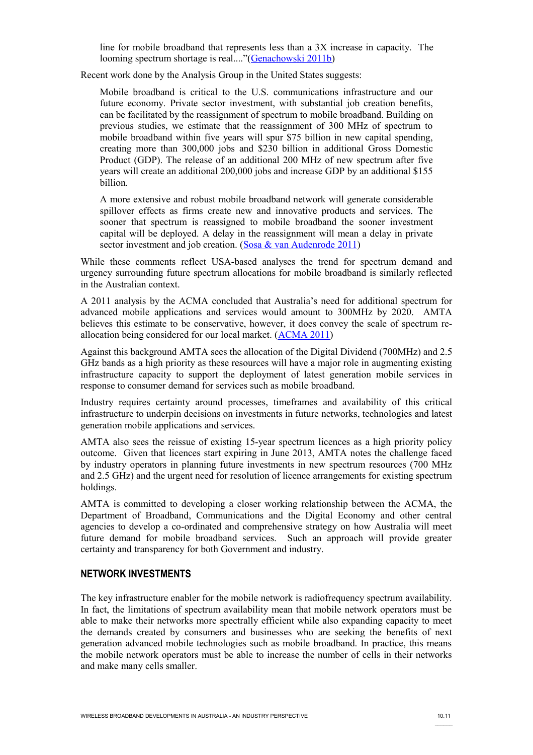> line for mobile broadband that represents less than a 3X increase in capacity. The looming spectrum shortage is real...."(Genachowski 2011b)

Recent work done by the Analysis Group in the United States suggests:

> Mobile broadband is critical to the U.S. communications infrastructure and our future economy. Private sector investment, with substantial job creation benefits, can be facilitated by the reassignment of spectrum to mobile broadband. Building on previous studies, we estimate that the reassignment of 300 MHz of spectrum to mobile broadband within five years will spur $75 billion in new capital spending, creating more than 300,000 jobs and $230 billion in additional Gross Domestic Product (GDP). The release of an additional 200 MHz of new spectrum after five years will create an additional 200,000 jobs and increase GDP by an additional $155 billion.
>
> A more extensive and robust mobile broadband network will generate considerable spillover effects as firms create new and innovative products and services. The sooner that spectrum is reassigned to mobile broadband the sooner investment capital will be deployed. A delay in the reassignment will mean a delay in private sector investment and job creation. (Sosa & van Audenrode 2011)

While these comments reflect USA-based analyses the trend for spectrum demand and urgency surrounding future spectrum allocations for mobile broadband is similarly reflected in the Australian context.

A 2011 analysis by the ACMA concluded that Australia's need for additional spectrum for advanced mobile applications and services would amount to 300MHz by 2020. AMTA believes this estimate to be conservative, however, it does convey the scale of spectrum re-allocation being considered for our local market. (ACMA 2011)

Against this background AMTA sees the allocation of the Digital Dividend (700MHz) and 2.5 GHz bands as a high priority as these resources will have a major role in augmenting existing infrastructure capacity to support the deployment of latest generation mobile services in response to consumer demand for services such as mobile broadband.

Industry requires certainty around processes, timeframes and availability of this critical infrastructure to underpin decisions on investments in future networks, technologies and latest generation mobile applications and services.

AMTA also sees the reissue of existing 15-year spectrum licences as a high priority policy outcome. Given that licences start expiring in June 2013, AMTA notes the challenge faced by industry operators in planning future investments in new spectrum resources (700 MHz and 2.5 GHz) and the urgent need for resolution of licence arrangements for existing spectrum holdings.

AMTA is committed to developing a closer working relationship between the ACMA, the Department of Broadband, Communications and the Digital Economy and other central agencies to develop a co-ordinated and comprehensive strategy on how Australia will meet future demand for mobile broadband services. Such an approach will provide greater certainty and transparency for both Government and industry.

## NETWORK INVESTMENTS

The key infrastructure enabler for the mobile network is radiofrequency spectrum availability. In fact, the limitations of spectrum availability mean that mobile network operators must be able to make their networks more spectrally efficient while also expanding capacity to meet the demands created by consumers and businesses who are seeking the benefits of next generation advanced mobile technologies such as mobile broadband. In practice, this means the mobile network operators must be able to increase the number of cells in their networks and make many cells smaller.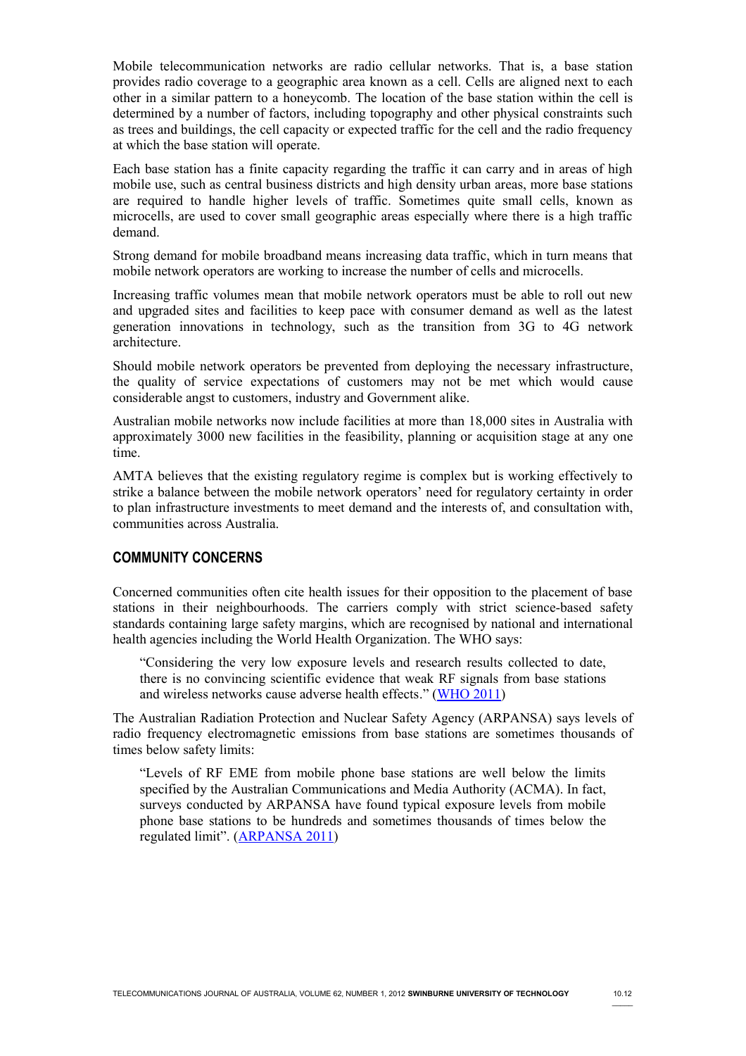Mobile telecommunication networks are radio cellular networks. That is, a base station provides radio coverage to a geographic area known as a cell. Cells are aligned next to each other in a similar pattern to a honeycomb. The location of the base station within the cell is determined by a number of factors, including topography and other physical constraints such as trees and buildings, the cell capacity or expected traffic for the cell and the radio frequency at which the base station will operate.

Each base station has a finite capacity regarding the traffic it can carry and in areas of high mobile use, such as central business districts and high density urban areas, more base stations are required to handle higher levels of traffic. Sometimes quite small cells, known as microcells, are used to cover small geographic areas especially where there is a high traffic demand.

Strong demand for mobile broadband means increasing data traffic, which in turn means that mobile network operators are working to increase the number of cells and microcells.

Increasing traffic volumes mean that mobile network operators must be able to roll out new and upgraded sites and facilities to keep pace with consumer demand as well as the latest generation innovations in technology, such as the transition from 3G to 4G network architecture.

Should mobile network operators be prevented from deploying the necessary infrastructure, the quality of service expectations of customers may not be met which would cause considerable angst to customers, industry and Government alike.

Australian mobile networks now include facilities at more than 18,000 sites in Australia with approximately 3000 new facilities in the feasibility, planning or acquisition stage at any one time.

AMTA believes that the existing regulatory regime is complex but is working effectively to strike a balance between the mobile network operators' need for regulatory certainty in order to plan infrastructure investments to meet demand and the interests of, and consultation with, communities across Australia.

## COMMUNITY CONCERNS

Concerned communities often cite health issues for their opposition to the placement of base stations in their neighbourhoods. The carriers comply with strict science-based safety standards containing large safety margins, which are recognised by national and international health agencies including the World Health Organization. The WHO says:

> "Considering the very low exposure levels and research results collected to date, there is no convincing scientific evidence that weak RF signals from base stations and wireless networks cause adverse health effects." (WHO 2011)

The Australian Radiation Protection and Nuclear Safety Agency (ARPANSA) says levels of radio frequency electromagnetic emissions from base stations are sometimes thousands of times below safety limits:

> "Levels of RF EME from mobile phone base stations are well below the limits specified by the Australian Communications and Media Authority (ACMA). In fact, surveys conducted by ARPANSA have found typical exposure levels from mobile phone base stations to be hundreds and sometimes thousands of times below the regulated limit". (ARPANSA 2011)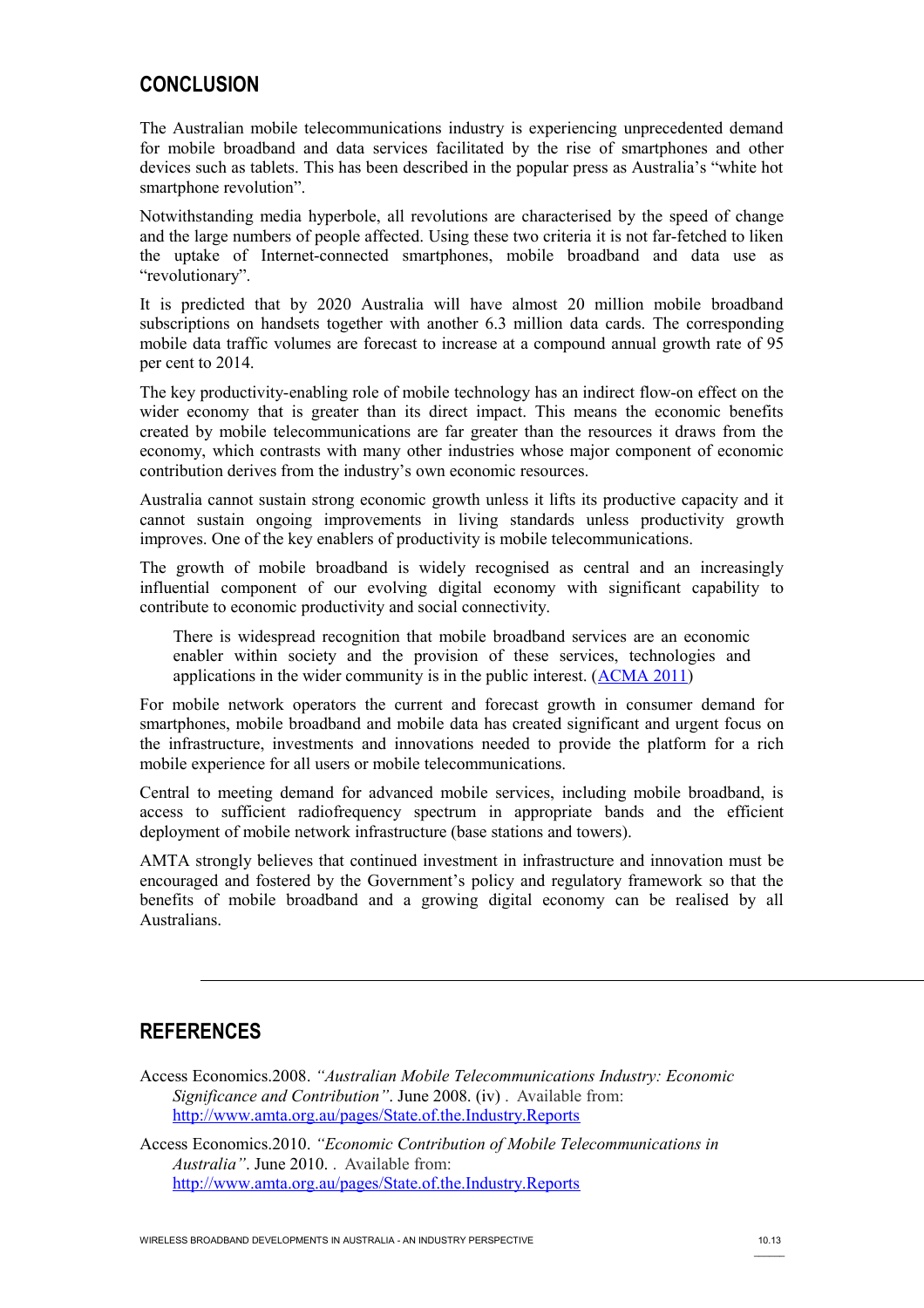## CONCLUSION

The Australian mobile telecommunications industry is experiencing unprecedented demand for mobile broadband and data services facilitated by the rise of smartphones and other devices such as tablets. This has been described in the popular press as Australia's "white hot smartphone revolution".

Notwithstanding media hyperbole, all revolutions are characterised by the speed of change and the large numbers of people affected. Using these two criteria it is not far-fetched to liken the uptake of Internet-connected smartphones, mobile broadband and data use as "revolutionary".

It is predicted that by 2020 Australia will have almost 20 million mobile broadband subscriptions on handsets together with another 6.3 million data cards. The corresponding mobile data traffic volumes are forecast to increase at a compound annual growth rate of 95 per cent to 2014.

The key productivity-enabling role of mobile technology has an indirect flow-on effect on the wider economy that is greater than its direct impact. This means the economic benefits created by mobile telecommunications are far greater than the resources it draws from the economy, which contrasts with many other industries whose major component of economic contribution derives from the industry's own economic resources.

Australia cannot sustain strong economic growth unless it lifts its productive capacity and it cannot sustain ongoing improvements in living standards unless productivity growth improves. One of the key enablers of productivity is mobile telecommunications.

The growth of mobile broadband is widely recognised as central and an increasingly influential component of our evolving digital economy with significant capability to contribute to economic productivity and social connectivity.

> There is widespread recognition that mobile broadband services are an economic enabler within society and the provision of these services, technologies and applications in the wider community is in the public interest. (ACMA 2011)

For mobile network operators the current and forecast growth in consumer demand for smartphones, mobile broadband and mobile data has created significant and urgent focus on the infrastructure, investments and innovations needed to provide the platform for a rich mobile experience for all users or mobile telecommunications.

Central to meeting demand for advanced mobile services, including mobile broadband, is access to sufficient radiofrequency spectrum in appropriate bands and the efficient deployment of mobile network infrastructure (base stations and towers).

AMTA strongly believes that continued investment in infrastructure and innovation must be encouraged and fostered by the Government's policy and regulatory framework so that the benefits of mobile broadband and a growing digital economy can be realised by all Australians.

## REFERENCES

Access Economics.2008. *"Australian Mobile Telecommunications Industry: Economic Significance and Contribution"*. June 2008. (iv) . Available from: http://www.amta.org.au/pages/State.of.the.Industry.Reports

Access Economics.2010. *"Economic Contribution of Mobile Telecommunications in Australia"*. June 2010. . Available from: http://www.amta.org.au/pages/State.of.the.Industry.Reports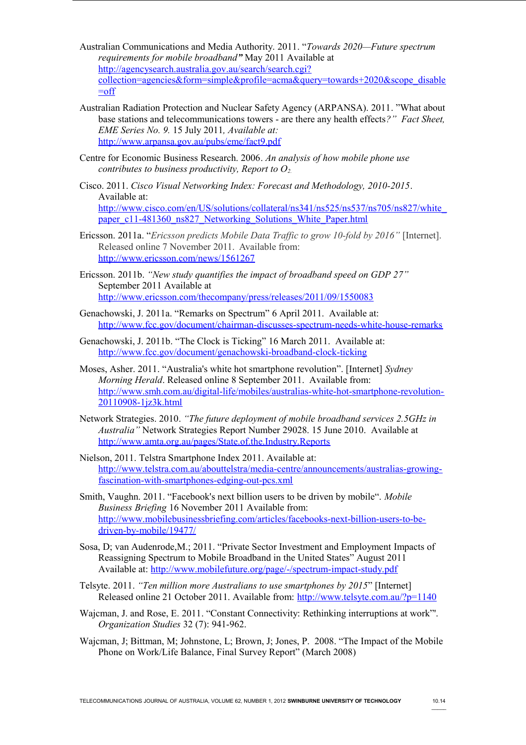Australian Communications and Media Authority. 2011. "*Towards 2020—Future spectrum requirements for mobile broadband*" May 2011 Available at http://agencysearch.australia.gov.au/search/search.cgi?collection=agencies&form=simple&profile=acma&query=towards+2020&scope_disable=off

Australian Radiation Protection and Nuclear Safety Agency (ARPANSA). 2011. "What about base stations and telecommunications towers - are there any health effects*?" Fact Sheet, EME Series No. 9.* 15 July 2011*, Available at:* http://www.arpansa.gov.au/pubs/eme/fact9.pdf

Centre for Economic Business Research. 2006. *An analysis of how mobile phone use contributes to business productivity, Report to* $O_2$

Cisco. 2011. *Cisco Visual Networking Index: Forecast and Methodology, 2010-2015*. Available at: http://www.cisco.com/en/US/solutions/collateral/ns341/ns525/ns537/ns705/ns827/white_paper_c11-481360_ns827_Networking_Solutions_White_Paper.html

Ericsson. 2011a. "*Ericsson predicts Mobile Data Traffic to grow 10-fold by 2016*" [Internet]. Released online 7 November 2011. Available from: http://www.ericsson.com/news/1561267

Ericsson. 2011b. *"New study quantifies the impact of broadband speed on GDP 27"* September 2011 Available at http://www.ericsson.com/thecompany/press/releases/2011/09/1550083

Genachowski, J. 2011a. "Remarks on Spectrum" 6 April 2011. Available at: http://www.fcc.gov/document/chairman-discusses-spectrum-needs-white-house-remarks

Genachowski, J. 2011b. "The Clock is Ticking" 16 March 2011. Available at: http://www.fcc.gov/document/genachowski-broadband-clock-ticking

Moses, Asher. 2011. "Australia's white hot smartphone revolution". [Internet] *Sydney Morning Herald*. Released online 8 September 2011. Available from: http://www.smh.com.au/digital-life/mobiles/australias-white-hot-smartphone-revolution-20110908-1jz3k.html

Network Strategies. 2010. *"The future deployment of mobile broadband services 2.5GHz in Australia"* Network Strategies Report Number 29028. 15 June 2010. Available at http://www.amta.org.au/pages/State.of.the.Industry.Reports

Nielson, 2011. Telstra Smartphone Index 2011. Available at: http://www.telstra.com.au/abouttelstra/media-centre/announcements/australias-growing-fascination-with-smartphones-edging-out-pcs.xml

Smith, Vaughn. 2011. "Facebook's next billion users to be driven by mobile". *Mobile Business Briefing* 16 November 2011 Available from: http://www.mobilebusinessbriefing.com/articles/facebooks-next-billion-users-to-be-driven-by-mobile/19477/

Sosa, D; van Audenrode,M.; 2011. "Private Sector Investment and Employment Impacts of Reassigning Spectrum to Mobile Broadband in the United States" August 2011 Available at: http://www.mobilefuture.org/page/-/spectrum-impact-study.pdf

Telsyte. 2011. *"Ten million more Australians to use smartphones by 2015*" [Internet] Released online 21 October 2011. Available from: http://www.telsyte.com.au/?p=1140

Wajcman, J. and Rose, E. 2011. "Constant Connectivity: Rethinking interruptions at work"'. *Organization Studies* 32 (7): 941-962.

Wajcman, J; Bittman, M; Johnstone, L; Brown, J; Jones, P. 2008. "The Impact of the Mobile Phone on Work/Life Balance, Final Survey Report" (March 2008)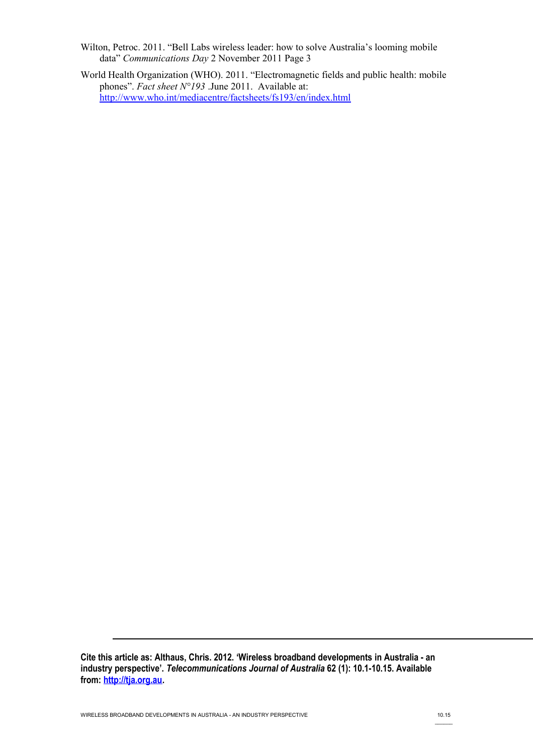Wilton, Petroc. 2011. "Bell Labs wireless leader: how to solve Australia's looming mobile data" *Communications Day* 2 November 2011 Page 3

World Health Organization (WHO). 2011. "Electromagnetic fields and public health: mobile phones". *Fact sheet N°193* .June 2011. Available at: http://www.who.int/mediacentre/factsheets/fs193/en/index.html

---

**Cite this article as: Althaus, Chris. 2012. 'Wireless broadband developments in Australia - an industry perspective'. *Telecommunications Journal of Australia* 62 (1): 10.1-10.15. Available from: http://tja.org.au.**